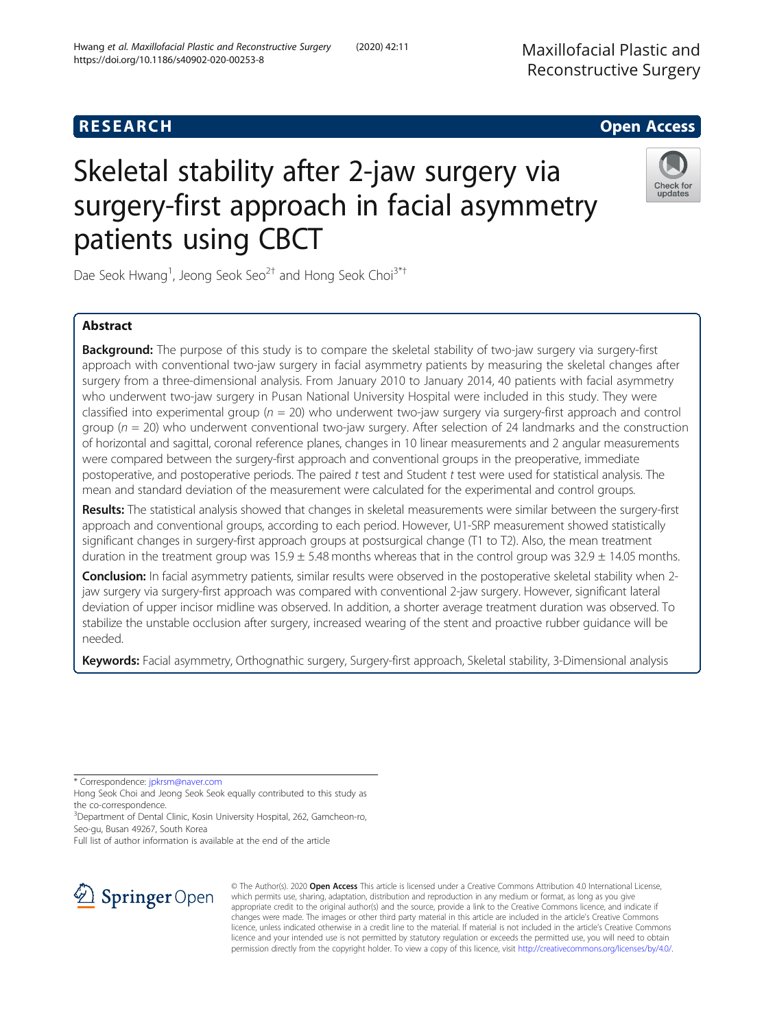RESEARCH

Open Access

# Skeletal stability after 2-jaw surgery via surgery-first approach in facial asymmetry patients using CBCT

Dae Seok Hwang[1], Jeong Seok Seo[2†] and Hong Seok Choi[3*†]

## Abstract

**Background:** The purpose of this study is to compare the skeletal stability of two-jaw surgery via surgery-first approach with conventional two-jaw surgery in facial asymmetry patients by measuring the skeletal changes after surgery from a three-dimensional analysis. From January 2010 to January 2014, 40 patients with facial asymmetry who underwent two-jaw surgery in Pusan National University Hospital were included in this study. They were classified into experimental group ($n$ = 20) who underwent two-jaw surgery via surgery-first approach and control group ($n$ = 20) who underwent conventional two-jaw surgery. After selection of 24 landmarks and the construction of horizontal and sagittal, coronal reference planes, changes in 10 linear measurements and 2 angular measurements were compared between the surgery-first approach and conventional groups in the preoperative, immediate postoperative, and postoperative periods. The paired $t$ test and Student $t$ test were used for statistical analysis. The mean and standard deviation of the measurement were calculated for the experimental and control groups.

**Results:** The statistical analysis showed that changes in skeletal measurements were similar between the surgery-first approach and conventional groups, according to each period. However, U1-SRP measurement showed statistically significant changes in surgery-first approach groups at postsurgical change (T1 to T2). Also, the mean treatment duration in the treatment group was 15.9 ± 5.48 months whereas that in the control group was 32.9 ± 14.05 months.

**Conclusion:** In facial asymmetry patients, similar results were observed in the postoperative skeletal stability when 2-jaw surgery via surgery-first approach was compared with conventional 2-jaw surgery. However, significant lateral deviation of upper incisor midline was observed. In addition, a shorter average treatment duration was observed. To stabilize the unstable occlusion after surgery, increased wearing of the stent and proactive rubber guidance will be needed.

**Keywords:** Facial asymmetry, Orthognathic surgery, Surgery-first approach, Skeletal stability, 3-Dimensional analysis

\* Correspondence: jpkrsm@naver.com

Hong Seok Choi and Jeong Seok Seok equally contributed to this study as the co-correspondence.

[3]Department of Dental Clinic, Kosin University Hospital, 262, Gamcheon-ro, Seo-gu, Busan 49267, South Korea

Full list of author information is available at the end of the article

© The Author(s). 2020 **Open Access** This article is licensed under a Creative Commons Attribution 4.0 International License, which permits use, sharing, adaptation, distribution and reproduction in any medium or format, as long as you give appropriate credit to the original author(s) and the source, provide a link to the Creative Commons licence, and indicate if changes were made. The images or other third party material in this article are included in the article's Creative Commons licence, unless indicated otherwise in a credit line to the material. If material is not included in the article's Creative Commons licence and your intended use is not permitted by statutory regulation or exceeds the permitted use, you will need to obtain permission directly from the copyright holder. To view a copy of this licence, visit http://creativecommons.org/licenses/by/4.0/.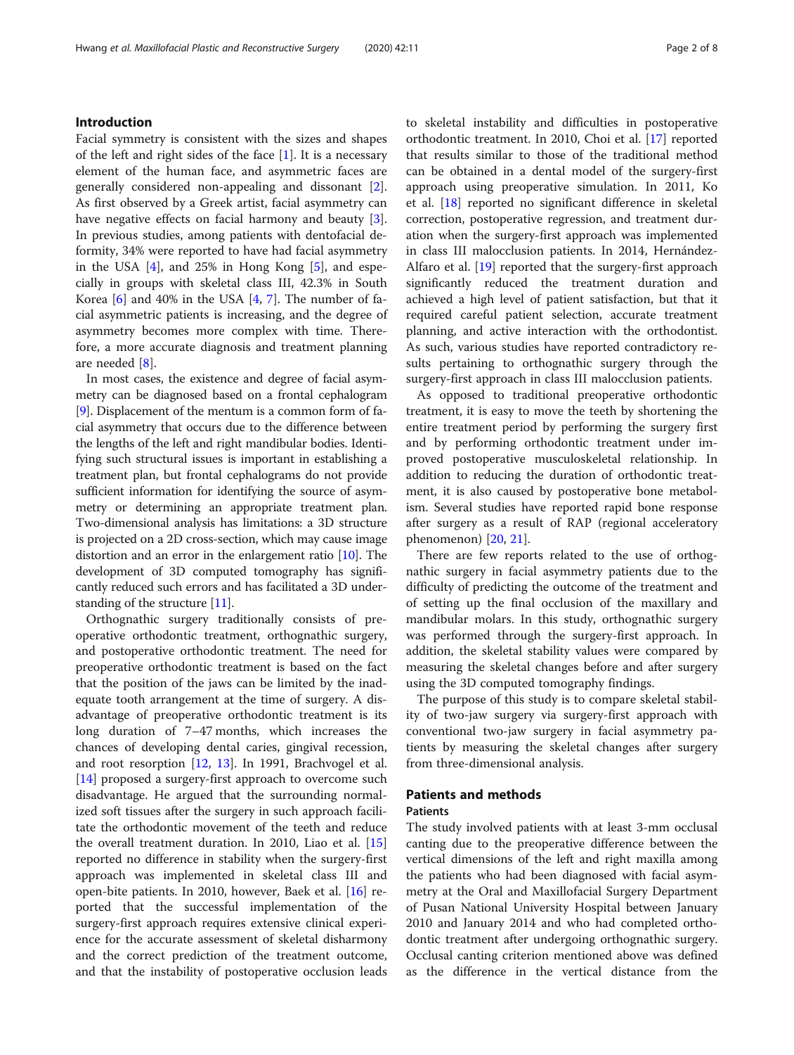## Introduction

Facial symmetry is consistent with the sizes and shapes of the left and right sides of the face [1]. It is a necessary element of the human face, and asymmetric faces are generally considered non-appealing and dissonant [2]. As first observed by a Greek artist, facial asymmetry can have negative effects on facial harmony and beauty [3]. In previous studies, among patients with dentofacial deformity, 34% were reported to have had facial asymmetry in the USA [4], and 25% in Hong Kong [5], and especially in groups with skeletal class III, 42.3% in South Korea [6] and 40% in the USA [4, 7]. The number of facial asymmetric patients is increasing, and the degree of asymmetry becomes more complex with time. Therefore, a more accurate diagnosis and treatment planning are needed [8].

In most cases, the existence and degree of facial asymmetry can be diagnosed based on a frontal cephalogram [9]. Displacement of the mentum is a common form of facial asymmetry that occurs due to the difference between the lengths of the left and right mandibular bodies. Identifying such structural issues is important in establishing a treatment plan, but frontal cephalograms do not provide sufficient information for identifying the source of asymmetry or determining an appropriate treatment plan. Two-dimensional analysis has limitations: a 3D structure is projected on a 2D cross-section, which may cause image distortion and an error in the enlargement ratio [10]. The development of 3D computed tomography has significantly reduced such errors and has facilitated a 3D understanding of the structure [11].

Orthognathic surgery traditionally consists of preoperative orthodontic treatment, orthognathic surgery, and postoperative orthodontic treatment. The need for preoperative orthodontic treatment is based on the fact that the position of the jaws can be limited by the inadequate tooth arrangement at the time of surgery. A disadvantage of preoperative orthodontic treatment is its long duration of 7–47 months, which increases the chances of developing dental caries, gingival recession, and root resorption [12, 13]. In 1991, Brachvogel et al. [14] proposed a surgery-first approach to overcome such disadvantage. He argued that the surrounding normalized soft tissues after the surgery in such approach facilitate the orthodontic movement of the teeth and reduce the overall treatment duration. In 2010, Liao et al. [15] reported no difference in stability when the surgery-first approach was implemented in skeletal class III and open-bite patients. In 2010, however, Baek et al. [16] reported that the successful implementation of the surgery-first approach requires extensive clinical experience for the accurate assessment of skeletal disharmony and the correct prediction of the treatment outcome, and that the instability of postoperative occlusion leads to skeletal instability and difficulties in postoperative orthodontic treatment. In 2010, Choi et al. [17] reported that results similar to those of the traditional method can be obtained in a dental model of the surgery-first approach using preoperative simulation. In 2011, Ko et al. [18] reported no significant difference in skeletal correction, postoperative regression, and treatment duration when the surgery-first approach was implemented in class III malocclusion patients. In 2014, Hernández-Alfaro et al. [19] reported that the surgery-first approach significantly reduced the treatment duration and achieved a high level of patient satisfaction, but that it required careful patient selection, accurate treatment planning, and active interaction with the orthodontist. As such, various studies have reported contradictory results pertaining to orthognathic surgery through the surgery-first approach in class III malocclusion patients.

As opposed to traditional preoperative orthodontic treatment, it is easy to move the teeth by shortening the entire treatment period by performing the surgery first and by performing orthodontic treatment under improved postoperative musculoskeletal relationship. In addition to reducing the duration of orthodontic treatment, it is also caused by postoperative bone metabolism. Several studies have reported rapid bone response after surgery as a result of RAP (regional acceleratory phenomenon) [20, 21].

There are few reports related to the use of orthognathic surgery in facial asymmetry patients due to the difficulty of predicting the outcome of the treatment and of setting up the final occlusion of the maxillary and mandibular molars. In this study, orthognathic surgery was performed through the surgery-first approach. In addition, the skeletal stability values were compared by measuring the skeletal changes before and after surgery using the 3D computed tomography findings.

The purpose of this study is to compare skeletal stability of two-jaw surgery via surgery-first approach with conventional two-jaw surgery in facial asymmetry patients by measuring the skeletal changes after surgery from three-dimensional analysis.

## Patients and methods

### Patients

The study involved patients with at least 3-mm occlusal canting due to the preoperative difference between the vertical dimensions of the left and right maxilla among the patients who had been diagnosed with facial asymmetry at the Oral and Maxillofacial Surgery Department of Pusan National University Hospital between January 2010 and January 2014 and who had completed orthodontic treatment after undergoing orthognathic surgery. Occlusal canting criterion mentioned above was defined as the difference in the vertical distance from the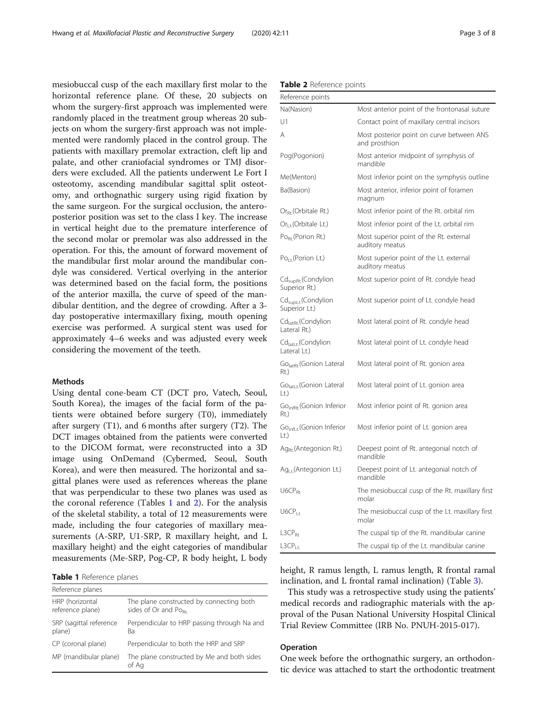mesiobuccal cusp of the each maxillary first molar to the horizontal reference plane. Of these, 20 subjects on whom the surgery-first approach was implemented were randomly placed in the treatment group whereas 20 subjects on whom the surgery-first approach was not implemented were randomly placed in the control group. The patients with maxillary premolar extraction, cleft lip and palate, and other craniofacial syndromes or TMJ disorders were excluded. All the patients underwent Le Fort I osteotomy, ascending mandibular sagittal split osteotomy, and orthognathic surgery using rigid fixation by the same surgeon. For the surgical occlusion, the anteroposterior position was set to the class I key. The increase in vertical height due to the premature interference of the second molar or premolar was also addressed in the operation. For this, the amount of forward movement of the mandibular first molar around the mandibular condyle was considered. Vertical overlying in the anterior was determined based on the facial form, the positions of the anterior maxilla, the curve of speed of the mandibular dentition, and the degree of crowding. After a 3-day postoperative intermaxillary fixing, mouth opening exercise was performed. A surgical stent was used for approximately 4–6 weeks and was adjusted every week considering the movement of the teeth.

## Methods

Using dental cone-beam CT (DCT pro, Vatech, Seoul, South Korea), the images of the facial form of the patients were obtained before surgery (T0), immediately after surgery (T1), and 6 months after surgery (T2). The DCT images obtained from the patients were converted to the DICOM format, were reconstructed into a 3D image using OnDemand (Cybermed, Seoul, South Korea), and were then measured. The horizontal and sagittal planes were used as references whereas the plane that was perpendicular to these two planes was used as the coronal reference (Tables 1 and 2). For the analysis of the skeletal stability, a total of 12 measurements were made, including the four categories of maxillary measurements (A-SRP, U1-SRP, R maxillary height, and L maxillary height) and the eight categories of mandibular measurements (Me-SRP, Pog-CP, R body height, L body height, R ramus length, L ramus length, R frontal ramal inclination, and L frontal ramal inclination) (Table 3).

This study was a retrospective study using the patients' medical records and radiographic materials with the approval of the Pusan National University Hospital Clinical Trial Review Committee (IRB No. PNUH-2015-017).

**Table 1** Reference planes

| Reference planes | |
|---|---|
| HRP (horizontal reference plane) | The plane constructed by connecting both sides of Or and $Po_{Rt.}$ |
| SRP (sagittal reference plane) | Perpendicular to HRP passing through Na and Ba |
| CP (coronal plane) | Perpendicular to both the HRP and SRP |
| MP (mandibular plane) | The plane constructed by Me and both sides of Ag |

**Table 2** Reference points

| Reference points | |
|---|---|
| Na(Nasion) | Most anterior point of the frontonasal suture |
| U1 | Contact point of maxillary central incisors |
| A | Most posterior point on curve between ANS and prosthion |
| Pog(Pogonion) | Most anterior midpoint of symphysis of mandible |
| Me(Menton) | Most inferior point on the symphysis outline |
| Ba(Basion) | Most anterior, inferior point of foramen magnum |
| $Or_{Rt.}$(Orbitale Rt.) | Most inferior point of the Rt. orbital rim |
| $Or_{Lt.}$(Orbitale Lt.) | Most inferior point of the Lt. orbital rim |
| $Po_{Rt.}$(Porion Rt.) | Most superior point of the Rt. external auditory meatus |
| $Po_{Lt.}$(Porion Lt.) | Most superior point of the Lt. external auditory meatus |
| $Cd_{supRt.}$(Condylion Superior Rt.) | Most superior point of Rt. condyle head |
| $Cd_{supLt.}$(Condylion Superior Lt.) | Most superior point of Lt. condyle head |
| $Cd_{latRt.}$(Condylion Lateral Rt.) | Most lateral point of Rt. condyle head |
| $Cd_{latLt.}$(Condylion Lateral Lt.) | Most lateral point of Lt. condyle head |
| $Go_{latRt.}$(Gonion Lateral Rt.) | Most lateral point of Rt. gonion area |
| $Go_{latLt.}$(Gonion Lateral Lt.) | Most lateral point of Lt. gonion area |
| $Go_{infRt.}$(Gonion Inferior Rt.) | Most inferior point of Rt. gonion area |
| $Go_{infLt.}$(Gonion Inferior Lt.) | Most inferior point of Lt. gonion area |
| $Ag_{Rt.}$(Antegonion Rt.) | Deepest point of Rt. antegonial notch of mandible |
| $Ag_{Lt.}$(Antegonion Lt.) | Deepest point of Lt. antegonial notch of mandible |
| $U6CP_{Rt}$ | The mesiobuccal cusp of the Rt. maxillary first molar |
| $U6CP_{Lt}$ | The mesiobuccal cusp of the Lt. maxillary first molar |
| $L3CP_{Rt}$ | The cuspal tip of the Rt. mandibular canine |
| $L3CP_{Lt.}$ | The cuspal tip of the Lt. mandibular canine |

## Operation

One week before the orthognathic surgery, an orthodontic device was attached to start the orthodontic treatment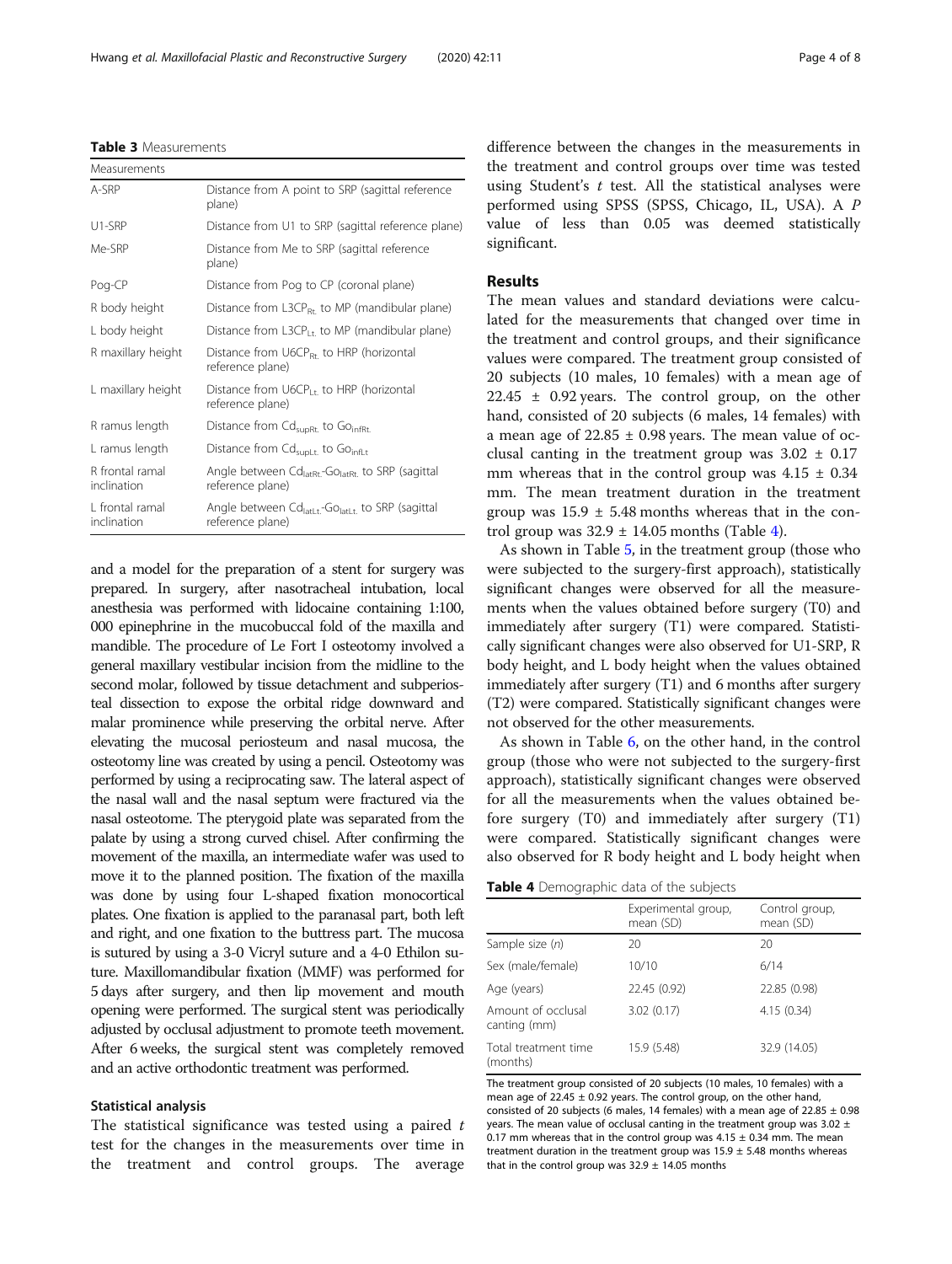**Table 3** Measurements

| Measurements | |
|---|---|
| A-SRP | Distance from A point to SRP (sagittal reference plane) |
| U1-SRP | Distance from U1 to SRP (sagittal reference plane) |
| Me-SRP | Distance from Me to SRP (sagittal reference plane) |
| Pog-CP | Distance from Pog to CP (coronal plane) |
| R body height | Distance from $L3CP_{Rt.}$ to MP (mandibular plane) |
| L body height | Distance from $L3CP_{Lt.}$ to MP (mandibular plane) |
| R maxillary height | Distance from $U6CP_{Rt.}$ to HRP (horizontal reference plane) |
| L maxillary height | Distance from $U6CP_{Lt.}$ to HRP (horizontal reference plane) |
| R ramus length | Distance from $Cd_{supRt.}$ to $Go_{infRt.}$ |
| L ramus length | Distance from $Cd_{supLt.}$ to $Go_{infLt}$ |
| R frontal ramal inclination | Angle between $Cd_{latRt.}$-$Go_{latRt.}$ to SRP (sagittal reference plane) |
| L frontal ramal inclination | Angle between $Cd_{latLt.}$-$Go_{latLt.}$ to SRP (sagittal reference plane) |

and a model for the preparation of a stent for surgery was prepared. In surgery, after nasotracheal intubation, local anesthesia was performed with lidocaine containing 1:100, 000 epinephrine in the mucobuccal fold of the maxilla and mandible. The procedure of Le Fort I osteotomy involved a general maxillary vestibular incision from the midline to the second molar, followed by tissue detachment and subperiosteal dissection to expose the orbital ridge downward and malar prominence while preserving the orbital nerve. After elevating the mucosal periosteum and nasal mucosa, the osteotomy line was created by using a pencil. Osteotomy was performed by using a reciprocating saw. The lateral aspect of the nasal wall and the nasal septum were fractured via the nasal osteotome. The pterygoid plate was separated from the palate by using a strong curved chisel. After confirming the movement of the maxilla, an intermediate wafer was used to move it to the planned position. The fixation of the maxilla was done by using four L-shaped fixation monocortical plates. One fixation is applied to the paranasal part, both left and right, and one fixation to the buttress part. The mucosa is sutured by using a 3-0 Vicryl suture and a 4-0 Ethilon suture. Maxillomandibular fixation (MMF) was performed for 5 days after surgery, and then lip movement and mouth opening were performed. The surgical stent was periodically adjusted by occlusal adjustment to promote teeth movement. After 6 weeks, the surgical stent was completely removed and an active orthodontic treatment was performed.

### Statistical analysis

The statistical significance was tested using a paired *t* test for the changes in the measurements over time in the treatment and control groups. The average difference between the changes in the measurements in the treatment and control groups over time was tested using Student's *t* test. All the statistical analyses were performed using SPSS (SPSS, Chicago, IL, USA). A *P* value of less than 0.05 was deemed statistically significant.

## Results

The mean values and standard deviations were calculated for the measurements that changed over time in the treatment and control groups, and their significance values were compared. The treatment group consisted of 20 subjects (10 males, 10 females) with a mean age of 22.45 ± 0.92 years. The control group, on the other hand, consisted of 20 subjects (6 males, 14 females) with a mean age of 22.85 ± 0.98 years. The mean value of occlusal canting in the treatment group was 3.02 ± 0.17 mm whereas that in the control group was 4.15 ± 0.34 mm. The mean treatment duration in the treatment group was 15.9 ± 5.48 months whereas that in the control group was 32.9 ± 14.05 months (Table 4).

As shown in Table 5, in the treatment group (those who were subjected to the surgery-first approach), statistically significant changes were observed for all the measurements when the values obtained before surgery (T0) and immediately after surgery (T1) were compared. Statistically significant changes were also observed for U1-SRP, R body height, and L body height when the values obtained immediately after surgery (T1) and 6 months after surgery (T2) were compared. Statistically significant changes were not observed for the other measurements.

As shown in Table 6, on the other hand, in the control group (those who were not subjected to the surgery-first approach), statistically significant changes were observed for all the measurements when the values obtained before surgery (T0) and immediately after surgery (T1) were compared. Statistically significant changes were also observed for R body height and L body height when

**Table 4** Demographic data of the subjects

| | Experimental group, mean (SD) | Control group, mean (SD) |
|---|---|---|
| Sample size (*n*) | 20 | 20 |
| Sex (male/female) | 10/10 | 6/14 |
| Age (years) | 22.45 (0.92) | 22.85 (0.98) |
| Amount of occlusal canting (mm) | 3.02 (0.17) | 4.15 (0.34) |
| Total treatment time (months) | 15.9 (5.48) | 32.9 (14.05) |

The treatment group consisted of 20 subjects (10 males, 10 females) with a mean age of 22.45 ± 0.92 years. The control group, on the other hand, consisted of 20 subjects (6 males, 14 females) with a mean age of 22.85 ± 0.98 years. The mean value of occlusal canting in the treatment group was 3.02 ± 0.17 mm whereas that in the control group was 4.15 ± 0.34 mm. The mean treatment duration in the treatment group was 15.9 ± 5.48 months whereas that in the control group was 32.9 ± 14.05 months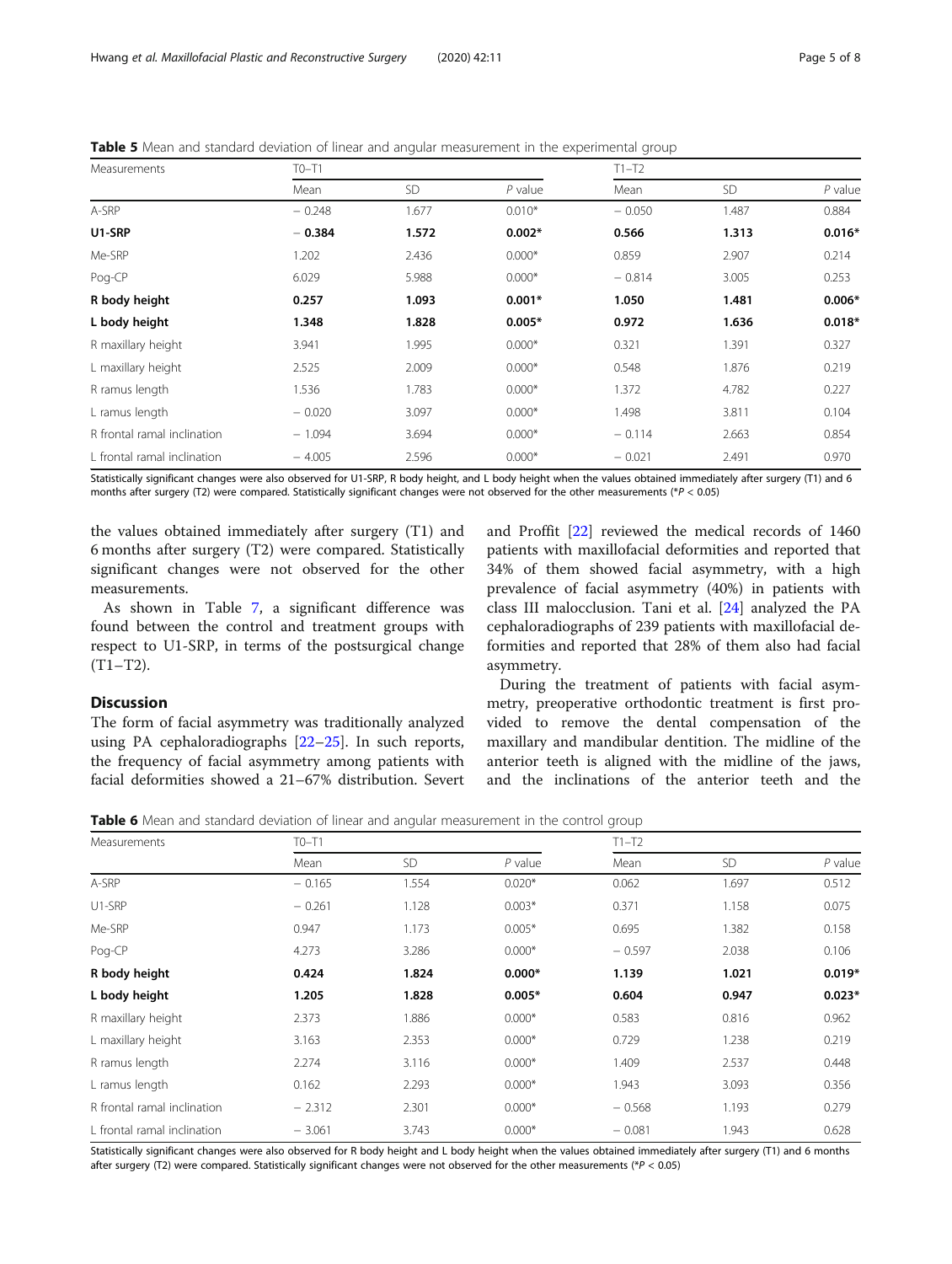**Table 5** Mean and standard deviation of linear and angular measurement in the experimental group

| Measurements | T0–T1 | | | T1–T2 | | |
|---|---|---|---|---|---|---|
| | Mean | SD | *P* value | Mean | SD | *P* value |
| A-SRP | − 0.248 | 1.677 | 0.010* | − 0.050 | 1.487 | 0.884 |
| **U1-SRP** | **− 0.384** | **1.572** | **0.002*** | **0.566** | **1.313** | **0.016*** |
| Me-SRP | 1.202 | 2.436 | 0.000* | 0.859 | 2.907 | 0.214 |
| Pog-CP | 6.029 | 5.988 | 0.000* | − 0.814 | 3.005 | 0.253 |
| **R body height** | **0.257** | **1.093** | **0.001*** | **1.050** | **1.481** | **0.006*** |
| **L body height** | **1.348** | **1.828** | **0.005*** | **0.972** | **1.636** | **0.018*** |
| R maxillary height | 3.941 | 1.995 | 0.000* | 0.321 | 1.391 | 0.327 |
| L maxillary height | 2.525 | 2.009 | 0.000* | 0.548 | 1.876 | 0.219 |
| R ramus length | 1.536 | 1.783 | 0.000* | 1.372 | 4.782 | 0.227 |
| L ramus length | − 0.020 | 3.097 | 0.000* | 1.498 | 3.811 | 0.104 |
| R frontal ramal inclination | − 1.094 | 3.694 | 0.000* | − 0.114 | 2.663 | 0.854 |
| L frontal ramal inclination | − 4.005 | 2.596 | 0.000* | − 0.021 | 2.491 | 0.970 |

Statistically significant changes were also observed for U1-SRP, R body height, and L body height when the values obtained immediately after surgery (T1) and 6 months after surgery (T2) were compared. Statistically significant changes were not observed for the other measurements (*$P < 0.05$)

the values obtained immediately after surgery (T1) and 6 months after surgery (T2) were compared. Statistically significant changes were not observed for the other measurements.

As shown in Table 7, a significant difference was found between the control and treatment groups with respect to U1-SRP, in terms of the postsurgical change (T1–T2).

## Discussion

The form of facial asymmetry was traditionally analyzed using PA cephaloradiographs [22–25]. In such reports, the frequency of facial asymmetry among patients with facial deformities showed a 21–67% distribution. Severt and Proffit [22] reviewed the medical records of 1460 patients with maxillofacial deformities and reported that 34% of them showed facial asymmetry, with a high prevalence of facial asymmetry (40%) in patients with class III malocclusion. Tani et al. [24] analyzed the PA cephaloradiographs of 239 patients with maxillofacial deformities and reported that 28% of them also had facial asymmetry.

During the treatment of patients with facial asymmetry, preoperative orthodontic treatment is first provided to remove the dental compensation of the maxillary and mandibular dentition. The midline of the anterior teeth is aligned with the midline of the jaws, and the inclinations of the anterior teeth and the

**Table 6** Mean and standard deviation of linear and angular measurement in the control group

| Measurements | T0–T1 | | | T1–T2 | | |
|---|---|---|---|---|---|---|
| | Mean | SD | *P* value | Mean | SD | *P* value |
| A-SRP | − 0.165 | 1.554 | 0.020* | 0.062 | 1.697 | 0.512 |
| U1-SRP | − 0.261 | 1.128 | 0.003* | 0.371 | 1.158 | 0.075 |
| Me-SRP | 0.947 | 1.173 | 0.005* | 0.695 | 1.382 | 0.158 |
| Pog-CP | 4.273 | 3.286 | 0.000* | − 0.597 | 2.038 | 0.106 |
| **R body height** | **0.424** | **1.824** | **0.000*** | **1.139** | **1.021** | **0.019*** |
| **L body height** | **1.205** | **1.828** | **0.005*** | **0.604** | **0.947** | **0.023*** |
| R maxillary height | 2.373 | 1.886 | 0.000* | 0.583 | 0.816 | 0.962 |
| L maxillary height | 3.163 | 2.353 | 0.000* | 0.729 | 1.238 | 0.219 |
| R ramus length | 2.274 | 3.116 | 0.000* | 1.409 | 2.537 | 0.448 |
| L ramus length | 0.162 | 2.293 | 0.000* | 1.943 | 3.093 | 0.356 |
| R frontal ramal inclination | − 2.312 | 2.301 | 0.000* | − 0.568 | 1.193 | 0.279 |
| L frontal ramal inclination | − 3.061 | 3.743 | 0.000* | − 0.081 | 1.943 | 0.628 |

Statistically significant changes were also observed for R body height and L body height when the values obtained immediately after surgery (T1) and 6 months after surgery (T2) were compared. Statistically significant changes were not observed for the other measurements (*$P < 0.05$)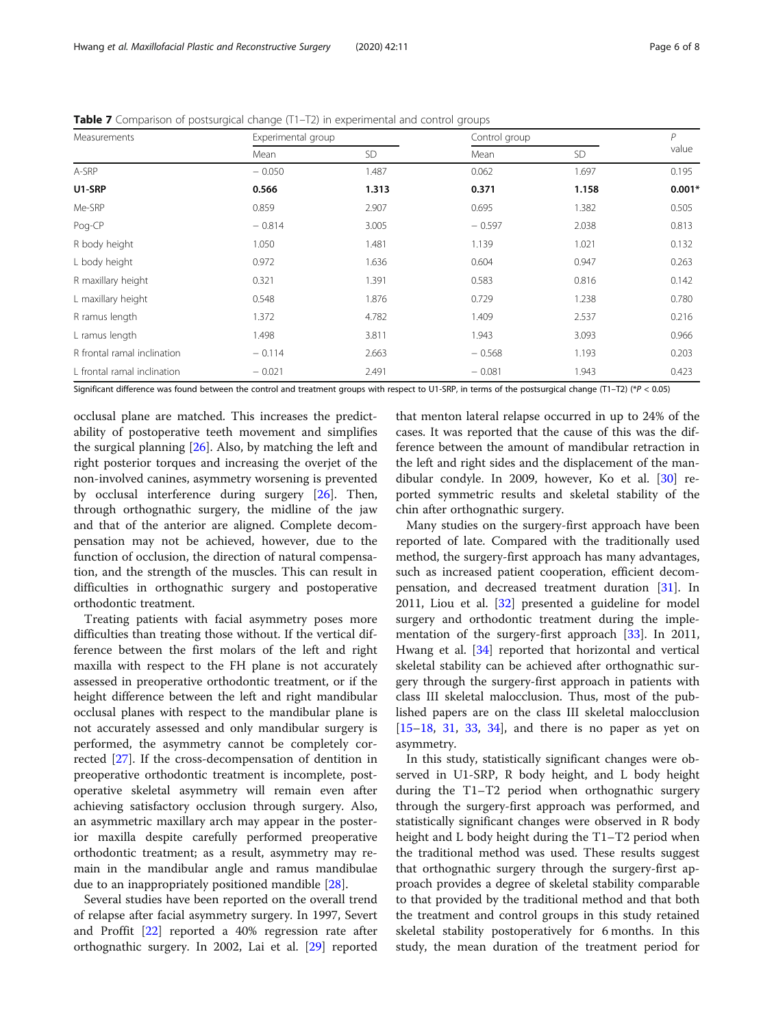**Table 7** Comparison of postsurgical change (T1–T2) in experimental and control groups

| Measurements | Experimental group | | Control group | | *P* value |
|---|---|---|---|---|---|
| | Mean | SD | Mean | SD | |
| A-SRP | − 0.050 | 1.487 | 0.062 | 1.697 | 0.195 |
| **U1-SRP** | **0.566** | **1.313** | **0.371** | **1.158** | **0.001*** |
| Me-SRP | 0.859 | 2.907 | 0.695 | 1.382 | 0.505 |
| Pog-CP | − 0.814 | 3.005 | − 0.597 | 2.038 | 0.813 |
| R body height | 1.050 | 1.481 | 1.139 | 1.021 | 0.132 |
| L body height | 0.972 | 1.636 | 0.604 | 0.947 | 0.263 |
| R maxillary height | 0.321 | 1.391 | 0.583 | 0.816 | 0.142 |
| L maxillary height | 0.548 | 1.876 | 0.729 | 1.238 | 0.780 |
| R ramus length | 1.372 | 4.782 | 1.409 | 2.537 | 0.216 |
| L ramus length | 1.498 | 3.811 | 1.943 | 3.093 | 0.966 |
| R frontal ramal inclination | − 0.114 | 2.663 | − 0.568 | 1.193 | 0.203 |
| L frontal ramal inclination | − 0.021 | 2.491 | − 0.081 | 1.943 | 0.423 |

Significant difference was found between the control and treatment groups with respect to U1-SRP, in terms of the postsurgical change (T1–T2) (*$P < 0.05$)

occlusal plane are matched. This increases the predictability of postoperative teeth movement and simplifies the surgical planning [26]. Also, by matching the left and right posterior torques and increasing the overjet of the non-involved canines, asymmetry worsening is prevented by occlusal interference during surgery [26]. Then, through orthognathic surgery, the midline of the jaw and that of the anterior are aligned. Complete decompensation may not be achieved, however, due to the function of occlusion, the direction of natural compensation, and the strength of the muscles. This can result in difficulties in orthognathic surgery and postoperative orthodontic treatment.

Treating patients with facial asymmetry poses more difficulties than treating those without. If the vertical difference between the first molars of the left and right maxilla with respect to the FH plane is not accurately assessed in preoperative orthodontic treatment, or if the height difference between the left and right mandibular occlusal planes with respect to the mandibular plane is not accurately assessed and only mandibular surgery is performed, the asymmetry cannot be completely corrected [27]. If the cross-decompensation of dentition in preoperative orthodontic treatment is incomplete, postoperative skeletal asymmetry will remain even after achieving satisfactory occlusion through surgery. Also, an asymmetric maxillary arch may appear in the posterior maxilla despite carefully performed preoperative orthodontic treatment; as a result, asymmetry may remain in the mandibular angle and ramus mandibulae due to an inappropriately positioned mandible [28].

Several studies have been reported on the overall trend of relapse after facial asymmetry surgery. In 1997, Severt and Proffit [22] reported a 40% regression rate after orthognathic surgery. In 2002, Lai et al. [29] reported that menton lateral relapse occurred in up to 24% of the cases. It was reported that the cause of this was the difference between the amount of mandibular retraction in the left and right sides and the displacement of the mandibular condyle. In 2009, however, Ko et al. [30] reported symmetric results and skeletal stability of the chin after orthognathic surgery.

Many studies on the surgery-first approach have been reported of late. Compared with the traditionally used method, the surgery-first approach has many advantages, such as increased patient cooperation, efficient decompensation, and decreased treatment duration [31]. In 2011, Liou et al. [32] presented a guideline for model surgery and orthodontic treatment during the implementation of the surgery-first approach [33]. In 2011, Hwang et al. [34] reported that horizontal and vertical skeletal stability can be achieved after orthognathic surgery through the surgery-first approach in patients with class III skeletal malocclusion. Thus, most of the published papers are on the class III skeletal malocclusion [15–18, 31, 33, 34], and there is no paper as yet on asymmetry.

In this study, statistically significant changes were observed in U1-SRP, R body height, and L body height during the T1–T2 period when orthognathic surgery through the surgery-first approach was performed, and statistically significant changes were observed in R body height and L body height during the T1–T2 period when the traditional method was used. These results suggest that orthognathic surgery through the surgery-first approach provides a degree of skeletal stability comparable to that provided by the traditional method and that both the treatment and control groups in this study retained skeletal stability postoperatively for 6 months. In this study, the mean duration of the treatment period for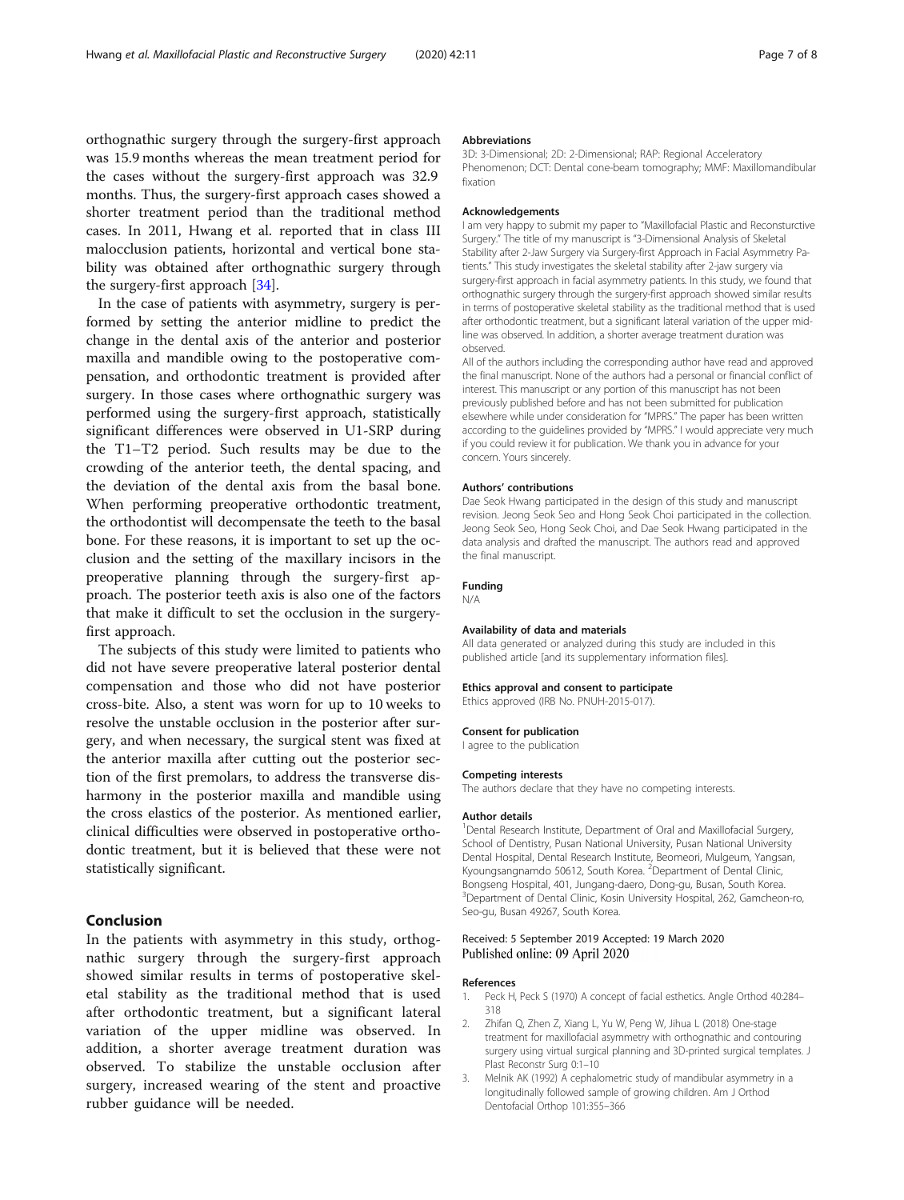orthognathic surgery through the surgery-first approach was 15.9 months whereas the mean treatment period for the cases without the surgery-first approach was 32.9 months. Thus, the surgery-first approach cases showed a shorter treatment period than the traditional method cases. In 2011, Hwang et al. reported that in class III malocclusion patients, horizontal and vertical bone stability was obtained after orthognathic surgery through the surgery-first approach [34].

In the case of patients with asymmetry, surgery is performed by setting the anterior midline to predict the change in the dental axis of the anterior and posterior maxilla and mandible owing to the postoperative compensation, and orthodontic treatment is provided after surgery. In those cases where orthognathic surgery was performed using the surgery-first approach, statistically significant differences were observed in U1-SRP during the T1–T2 period. Such results may be due to the crowding of the anterior teeth, the dental spacing, and the deviation of the dental axis from the basal bone. When performing preoperative orthodontic treatment, the orthodontist will decompensate the teeth to the basal bone. For these reasons, it is important to set up the occlusion and the setting of the maxillary incisors in the preoperative planning through the surgery-first approach. The posterior teeth axis is also one of the factors that make it difficult to set the occlusion in the surgery-first approach.

The subjects of this study were limited to patients who did not have severe preoperative lateral posterior dental compensation and those who did not have posterior cross-bite. Also, a stent was worn for up to 10 weeks to resolve the unstable occlusion in the posterior after surgery, and when necessary, the surgical stent was fixed at the anterior maxilla after cutting out the posterior section of the first premolars, to address the transverse disharmony in the posterior maxilla and mandible using the cross elastics of the posterior. As mentioned earlier, clinical difficulties were observed in postoperative orthodontic treatment, but it is believed that these were not statistically significant.

## Conclusion

In the patients with asymmetry in this study, orthognathic surgery through the surgery-first approach showed similar results in terms of postoperative skeletal stability as the traditional method that is used after orthodontic treatment, but a significant lateral variation of the upper midline was observed. In addition, a shorter average treatment duration was observed. To stabilize the unstable occlusion after surgery, increased wearing of the stent and proactive rubber guidance will be needed.

#### Abbreviations

3D: 3-Dimensional; 2D: 2-Dimensional; RAP: Regional Acceleratory Phenomenon; DCT: Dental cone-beam tomography; MMF: Maxillomandibular fixation

#### Acknowledgements

I am very happy to submit my paper to "Maxillofacial Plastic and Reconsturctive Surgery." The title of my manuscript is "3-Dimensional Analysis of Skeletal Stability after 2-Jaw Surgery via Surgery-first Approach in Facial Asymmetry Patients." This study investigates the skeletal stability after 2-jaw surgery via surgery-first approach in facial asymmetry patients. In this study, we found that orthognathic surgery through the surgery-first approach showed similar results in terms of postoperative skeletal stability as the traditional method that is used after orthodontic treatment, but a significant lateral variation of the upper midline was observed. In addition, a shorter average treatment duration was observed.

All of the authors including the corresponding author have read and approved the final manuscript. None of the authors had a personal or financial conflict of interest. This manuscript or any portion of this manuscript has not been previously published before and has not been submitted for publication elsewhere while under consideration for "MPRS." The paper has been written according to the guidelines provided by "MPRS." I would appreciate very much if you could review it for publication. We thank you in advance for your concern. Yours sincerely.

#### Authors' contributions

Dae Seok Hwang participated in the design of this study and manuscript revision. Jeong Seok Seo and Hong Seok Choi participated in the collection. Jeong Seok Seo, Hong Seok Choi, and Dae Seok Hwang participated in the data analysis and drafted the manuscript. The authors read and approved the final manuscript.

#### Funding

N/A

#### Availability of data and materials

All data generated or analyzed during this study are included in this published article [and its supplementary information files].

#### Ethics approval and consent to participate

Ethics approved (IRB No. PNUH-2015-017).

#### Consent for publication

I agree to the publication

#### Competing interests

The authors declare that they have no competing interests.

#### Author details

[1]Dental Research Institute, Department of Oral and Maxillofacial Surgery, School of Dentistry, Pusan National University, Pusan National University Dental Hospital, Dental Research Institute, Beomeori, Mulgeum, Yangsan, Kyoungsangnamdo 50612, South Korea. [2]Department of Dental Clinic, Bongseng Hospital, 401, Jungang-daero, Dong-gu, Busan, South Korea. [3]Department of Dental Clinic, Kosin University Hospital, 262, Gamcheon-ro, Seo-gu, Busan 49267, South Korea.

Received: 5 September 2019 Accepted: 19 March 2020
Published online: 09 April 2020

#### References

1. Peck H, Peck S (1970) A concept of facial esthetics. Angle Orthod 40:284–318
2. Zhifan Q, Zhen Z, Xiang L, Yu W, Peng W, Jihua L (2018) One-stage treatment for maxillofacial asymmetry with orthognathic and contouring surgery using virtual surgical planning and 3D-printed surgical templates. J Plast Reconstr Surg 0:1–10
3. Melnik AK (1992) A cephalometric study of mandibular asymmetry in a longitudinally followed sample of growing children. Am J Orthod Dentofacial Orthop 101:355–366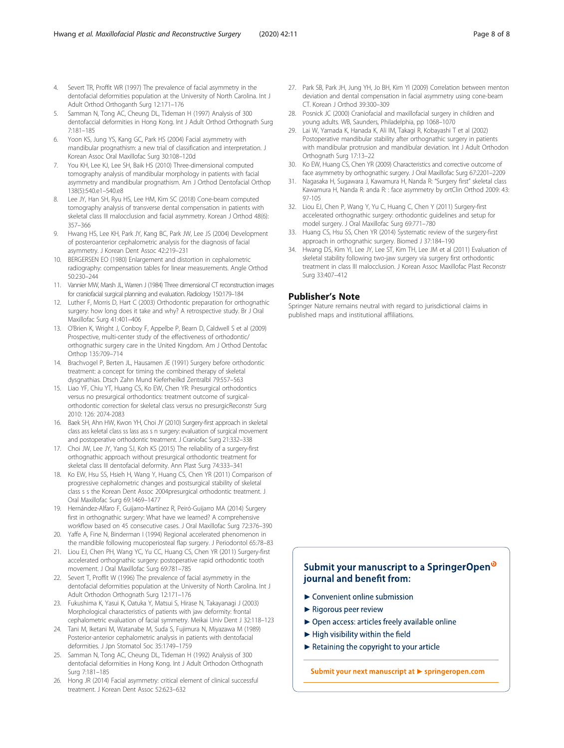4. Severt TR, Proffit WR (1997) The prevalence of facial asymmetry in the dentofacial deformities population at the University of North Carolina. Int J Adult Orthod Orthoganth Surg 12:171–176
5. Samman N, Tong AC, Cheung DL, Tideman H (1997) Analysis of 300 dentofaccial deformities in Hong Kong. Int J Adult Orthod Orthognath Surg 7:181–185
6. Yoon KS, Jung YS, Kang GC, Park HS (2004) Facial asymmetry with mandibular prognathism: a new trial of classification and interpretation. J Korean Assoc Oral Maxillofac Surg 30:108–120d
7. You KH, Lee KJ, Lee SH, Baik HS (2010) Three-dimensional computed tomography analysis of mandibular morphology in patients with facial asymmetry and mandibular prognathism. Am J Orthod Dentofacial Orthop 138(5):540.e1–540.e8
8. Lee JY, Han SH, Ryu HS, Lee HM, Kim SC (2018) Cone-beam computed tomography analysis of transverse dental compensation in patients with skeletal class III malocclusion and facial asymmetry. Korean J Orthod 48(6): 357–366
9. Hwang HS, Lee KH, Park JY, Kang BC, Park JW, Lee JS (2004) Development of posteroanterior cephalometric analysis for the diagnosis of facial asymmetry. J Korean Dent Assoc 42:219–231
10. BERGERSEN EO (1980) Enlargement and distortion in cephalometric radiography: compensation tables for linear measurements. Angle Orthod 50:230–244
11. Vannier MW, Marsh JL, Warren J (1984) Three dimensional CT reconstruction images for craniofacial surgical planning and evaluation. Radiology 150:179–184
12. Luther F, Morris D, Hart C (2003) Orthodontic preparation for orthognathic surgery: how long does it take and why? A retrospective study. Br J Oral Maxillofac Surg 41:401–406
13. O'Brien K, Wright J, Conboy F, Appelbe P, Bearn D, Caldwell S et al (2009) Prospective, multi-center study of the effectiveness of orthodontic/ orthognathic surgery care in the United Kingdom. Am J Orthod Dentofac Orthop 135:709–714
14. Brachvogel P, Berten JL, Hausamen JE (1991) Surgery before orthodontic treatment: a concept for timing the combined therapy of skeletal dysgnathias. Dtsch Zahn Mund Kieferheilkd Zentralbl 79:557–563
15. Liao YF, Chiu YT, Huang CS, Ko EW, Chen YR: Presurgical orthodontics versus no presurgical orthodontics: treatment outcome of surgical-orthodontic correction for skeletal class versus no presurgicReconstr Surg 2010: 126: 2074-2083
16. Baek SH, Ahn HW, Kwon YH, Choi JY (2010) Surgery-first approach in skeletal class ass keletal class ss lass ass s n surgery: evaluation of surgical movement and postoperative orthodontic treatment. J Craniofac Surg 21:332–338
17. Choi JW, Lee JY, Yang SJ, Koh KS (2015) The reliability of a surgery-first orthognathic approach without presurgical orthodontic treatment for skeletal class III dentofacial deformity. Ann Plast Surg 74:333–341
18. Ko EW, Hsu SS, Hsieh H, Wang Y, Huang CS, Chen YR (2011) Comparison of progressive cephalometric changes and postsurgical stability of skeletal class s s the Korean Dent Assoc 2004presurgical orthodontic treatment. J Oral Maxillofac Surg 69:1469–1477
19. Hernández-Alfaro F, Guijarro-Martínez R, Peiró-Guijarro MA (2014) Surgery first in orthognathic surgery: What have we learned? A comprehensive workflow based on 45 consecutive cases. J Oral Maxillofac Surg 72:376–390
20. Yaffe A, Fine N, Binderman I (1994) Regional accelerated phenomenon in the mandible following mucoperiosteal flap surgery. J Periodontol 65:78–83
21. Liou EJ, Chen PH, Wang YC, Yu CC, Huang CS, Chen YR (2011) Surgery-first accelerated orthognathic surgery: postoperative rapid orthodontic tooth movement. J Oral Maxillofac Surg 69:781–785
22. Severt T, Proffit W (1996) The prevalence of facial asymmetry in the dentofacial deformities population at the University of North Carolina. Int J Adult Orthodon Orthognath Surg 12:171–176
23. Fukushima K, Yasui K, Oatuka Y, Matsui S, Hirase N, Takayanagi J (2003) Morphological characteristics of patients with jaw deformity: frontal cephalometric evaluation of facial symmetry. Meikai Univ Dent J 32:118–123
24. Tani M, Iketani M, Watanabe M, Suda S, Fujimura N, Miyazawa M (1989) Posterior-anterior cephalometric analysis in patients with dentofacial deformities. J Jpn Stomatol Soc 35:1749–1759
25. Samman N, Tong AC, Cheung DL, Tideman H (1992) Analysis of 300 dentofacial deformities in Hong Kong. Int J Adult Orthodon Orthognath Surg 7:181–185
26. Hong JR (2014) Facial asymmetry: critical element of clinical successful treatment. J Korean Dent Assoc 52:623–632
27. Park SB, Park JH, Jung YH, Jo BH, Kim YI (2009) Correlation between menton deviation and dental compensation in facial asymmetry using cone-beam CT. Korean J Orthod 39:300–309
28. Posnick JC (2000) Craniofacial and maxillofacial surgery in children and young adults. WB, Saunders, Philadelphia, pp 1068–1070
29. Lai W, Yamada K, Hanada K, Ali IM, Takagi R, Kobayashi T et al (2002) Postoperative mandibular stability after orthognathic surgery in patients with mandibular protrusion and mandibular deviation. Int J Adult Orthodon Orthognath Surg 17:13–22
30. Ko EW, Huang CS, Chen YR (2009) Characteristics and corrective outcome of face asymmetry by orthognathic surgery. J Oral Maxillofac Surg 67:2201–2209
31. Nagasaka H, Sugawara J, Kawamura H, Nanda R: "Surgery first" skeletal class Kawamura H, Nanda R: anda R: : face asymmetry by ortClin Orthod 2009: 43: 97-105
32. Liou EJ, Chen P, Wang Y, Yu C, Huang C, Chen Y (2011) Surgery-first accelerated orthognathic surgery: orthodontic guidelines and setup for model surgery. J Oral Maxillofac Surg 69:771–780
33. Huang CS, Hsu SS, Chen YR (2014) Systematic review of the surgery-first approach in orthognathic surgery. Biomed J 37:184–190
34. Hwang DS, Kim YI, Lee JY, Lee ST, Kim TH, Lee JM et al (2011) Evaluation of skeletal stability following two-jaw surgery via surgery first orthodontic treatment in class III malocclusion. J Korean Assoc Maxillofac Plast Reconstr Surg 33:407–412

## Publisher's Note

Springer Nature remains neutral with regard to jurisdictional claims in published maps and institutional affiliations.

**Submit your manuscript to a SpringerOpen journal and benefit from:**

- ► Convenient online submission
- ► Rigorous peer review
- ► Open access: articles freely available online
- ► High visibility within the field
- ► Retaining the copyright to your article

**Submit your next manuscript at ► springeropen.com**